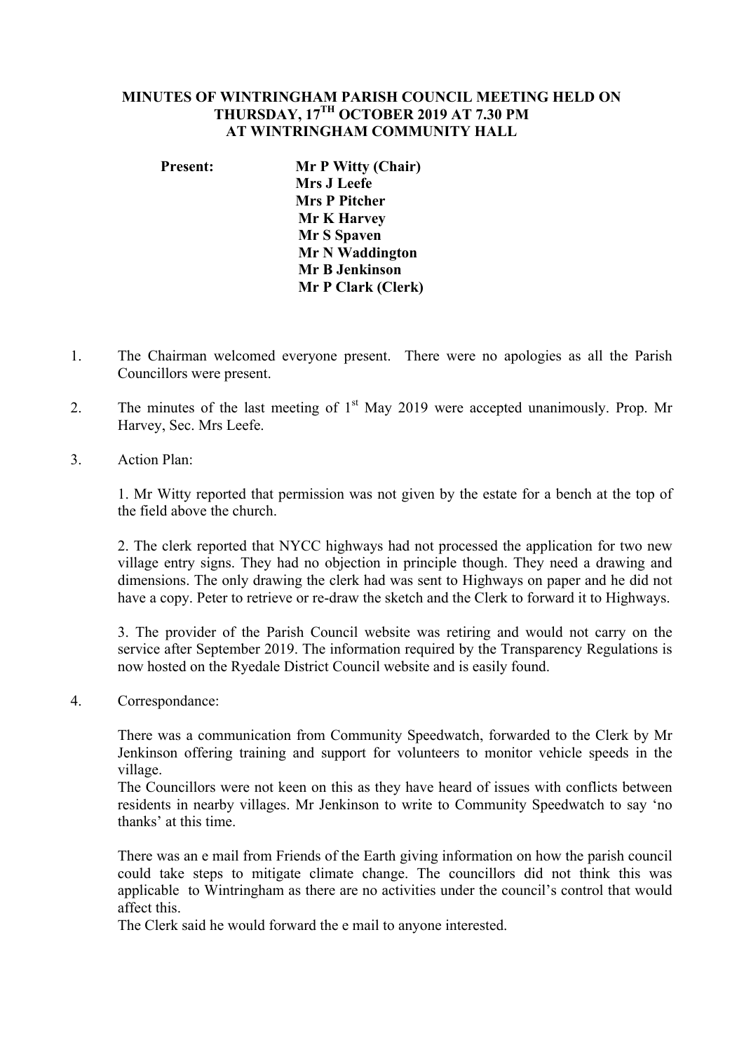# MINUTES OF WINTRINGHAM PARISH COUNCIL MEETING HELD ON THURSDAY, 17TH OCTOBER 2019 AT 7.30 PM AT WINTRINGHAM COMMUNITY HALL

**Present:**
- **Mr P Witty (Chair)**
- **Mrs J Leefe**
- **Mrs P Pitcher**
- **Mr K Harvey**
- **Mr S Spaven**
- **Mr N Waddington**
- **Mr B Jenkinson**
- **Mr P Clark (Clerk)**

1. The Chairman welcomed everyone present. There were no apologies as all the Parish Councillors were present.

2. The minutes of the last meeting of 1st May 2019 were accepted unanimously. Prop. Mr Harvey, Sec. Mrs Leefe.

3. Action Plan:

   1. Mr Witty reported that permission was not given by the estate for a bench at the top of the field above the church.

   2. The clerk reported that NYCC highways had not processed the application for two new village entry signs. They had no objection in principle though. They need a drawing and dimensions. The only drawing the clerk had was sent to Highways on paper and he did not have a copy. Peter to retrieve or re-draw the sketch and the Clerk to forward it to Highways.

   3. The provider of the Parish Council website was retiring and would not carry on the service after September 2019. The information required by the Transparency Regulations is now hosted on the Ryedale District Council website and is easily found.

4. Correspondance:

   There was a communication from Community Speedwatch, forwarded to the Clerk by Mr Jenkinson offering training and support for volunteers to monitor vehicle speeds in the village.
   The Councillors were not keen on this as they have heard of issues with conflicts between residents in nearby villages. Mr Jenkinson to write to Community Speedwatch to say 'no thanks' at this time.

   There was an e mail from Friends of the Earth giving information on how the parish council could take steps to mitigate climate change. The councillors did not think this was applicable to Wintringham as there are no activities under the council's control that would affect this.
   The Clerk said he would forward the e mail to anyone interested.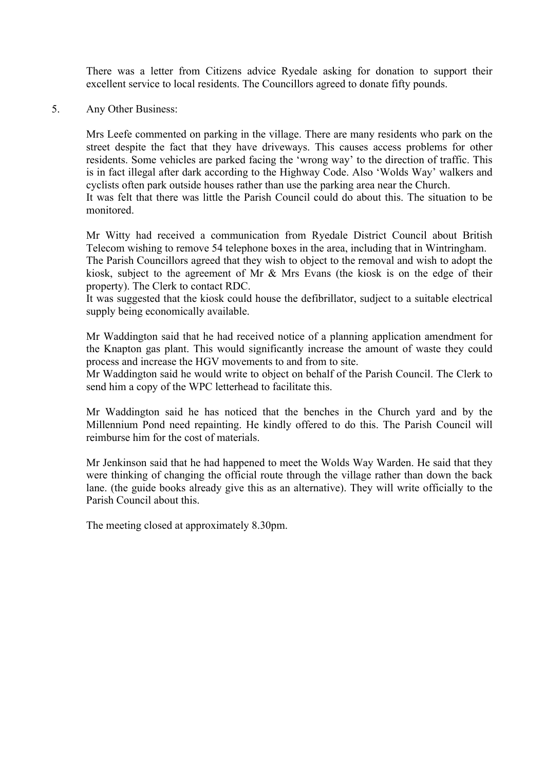There was a letter from Citizens advice Ryedale asking for donation to support their excellent service to local residents. The Councillors agreed to donate fifty pounds.

5. Any Other Business:

Mrs Leefe commented on parking in the village. There are many residents who park on the street despite the fact that they have driveways. This causes access problems for other residents. Some vehicles are parked facing the 'wrong way' to the direction of traffic. This is in fact illegal after dark according to the Highway Code. Also 'Wolds Way' walkers and cyclists often park outside houses rather than use the parking area near the Church.
It was felt that there was little the Parish Council could do about this. The situation to be monitored.

Mr Witty had received a communication from Ryedale District Council about British Telecom wishing to remove 54 telephone boxes in the area, including that in Wintringham.
The Parish Councillors agreed that they wish to object to the removal and wish to adopt the kiosk, subject to the agreement of Mr & Mrs Evans (the kiosk is on the edge of their property). The Clerk to contact RDC.
It was suggested that the kiosk could house the defibrillator, sudject to a suitable electrical supply being economically available.

Mr Waddington said that he had received notice of a planning application amendment for the Knapton gas plant. This would significantly increase the amount of waste they could process and increase the HGV movements to and from to site.
Mr Waddington said he would write to object on behalf of the Parish Council. The Clerk to send him a copy of the WPC letterhead to facilitate this.

Mr Waddington said he has noticed that the benches in the Church yard and by the Millennium Pond need repainting. He kindly offered to do this. The Parish Council will reimburse him for the cost of materials.

Mr Jenkinson said that he had happened to meet the Wolds Way Warden. He said that they were thinking of changing the official route through the village rather than down the back lane. (the guide books already give this as an alternative). They will write officially to the Parish Council about this.

The meeting closed at approximately 8.30pm.